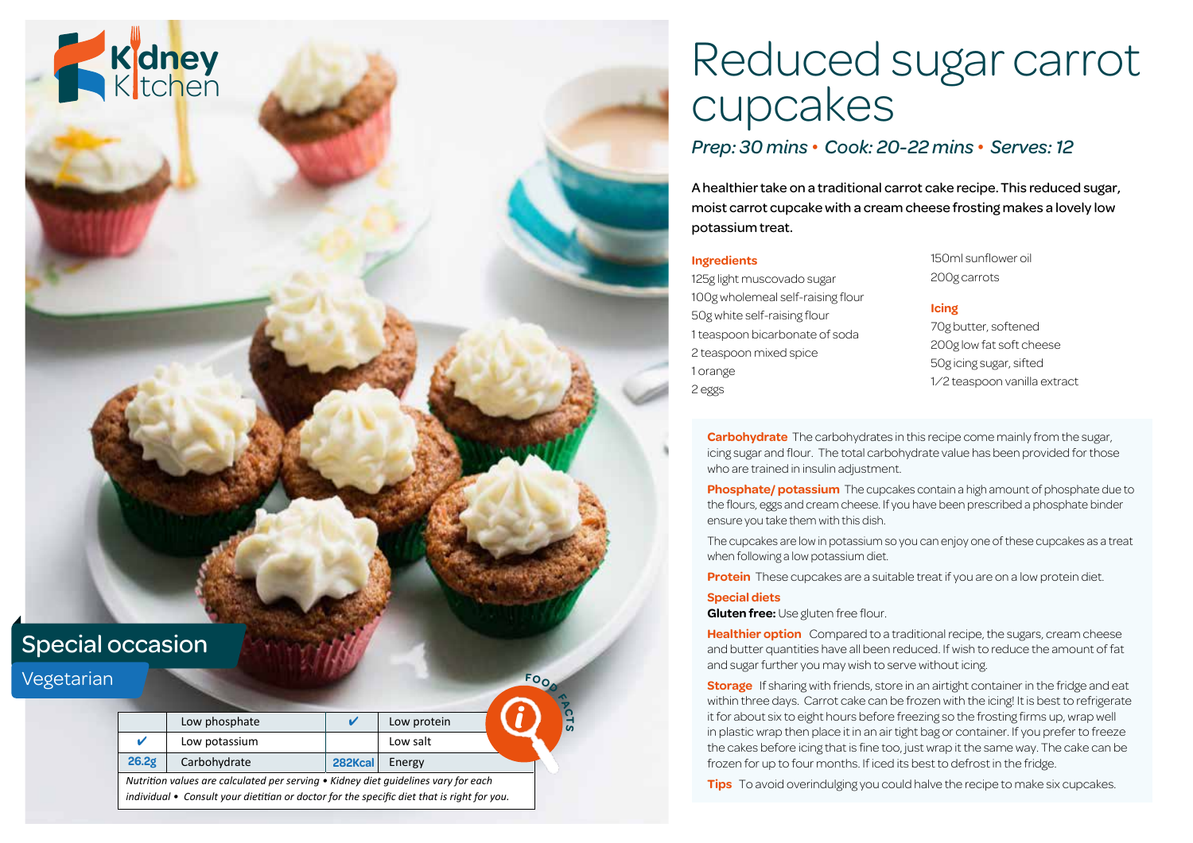Kidney Kitchen

# Reduced sugar carrot cupcakes

*Prep: 30 mins • Cook: 20-22 mins • Serves: 12*

A healthier take on a traditional carrot cake recipe. This reduced sugar, moist carrot cupcake with a cream cheese frosting makes a lovely low potassium treat.

## Ingredients

- 125g light muscovado sugar
- 100g wholemeal self-raising flour
- 50g white self-raising flour
- 1 teaspoon bicarbonate of soda
- 2 teaspoon mixed spice
- 1 orange
- 2 eggs
- 150ml sunflower oil
- 200g carrots

## Icing

- 70g butter, softened
- 200g low fat soft cheese
- 50g icing sugar, sifted
- 1/2 teaspoon vanilla extract

Special occasion

Vegetarian

|  |  |  |  |
|---|---|---|---|
|  | Low phosphate | ✔ | Low protein |
| ✔ | Low potassium |  | Low salt |
| 26.2g | Carbohydrate | 282Kcal | Energy |

*Nutrition values are calculated per serving • Kidney diet guidelines vary for each individual • Consult your dietitian or doctor for the specific diet that is right for you.*

FOOD FACTS

**Carbohydrate** The carbohydrates in this recipe come mainly from the sugar, icing sugar and flour. The total carbohydrate value has been provided for those who are trained in insulin adjustment.

**Phosphate/ potassium** The cupcakes contain a high amount of phosphate due to the flours, eggs and cream cheese. If you have been prescribed a phosphate binder ensure you take them with this dish.

The cupcakes are low in potassium so you can enjoy one of these cupcakes as a treat when following a low potassium diet.

**Protein** These cupcakes are a suitable treat if you are on a low protein diet.

**Special diets**

**Gluten free:** Use gluten free flour.

**Healthier option** Compared to a traditional recipe, the sugars, cream cheese and butter quantities have all been reduced. If wish to reduce the amount of fat and sugar further you may wish to serve without icing.

**Storage** If sharing with friends, store in an airtight container in the fridge and eat within three days. Carrot cake can be frozen with the icing! It is best to refrigerate it for about six to eight hours before freezing so the frosting firms up, wrap well in plastic wrap then place it in an air tight bag or container. If you prefer to freeze the cakes before icing that is fine too, just wrap it the same way. The cake can be frozen for up to four months. If iced its best to defrost in the fridge.

**Tips** To avoid overindulging you could halve the recipe to make six cupcakes.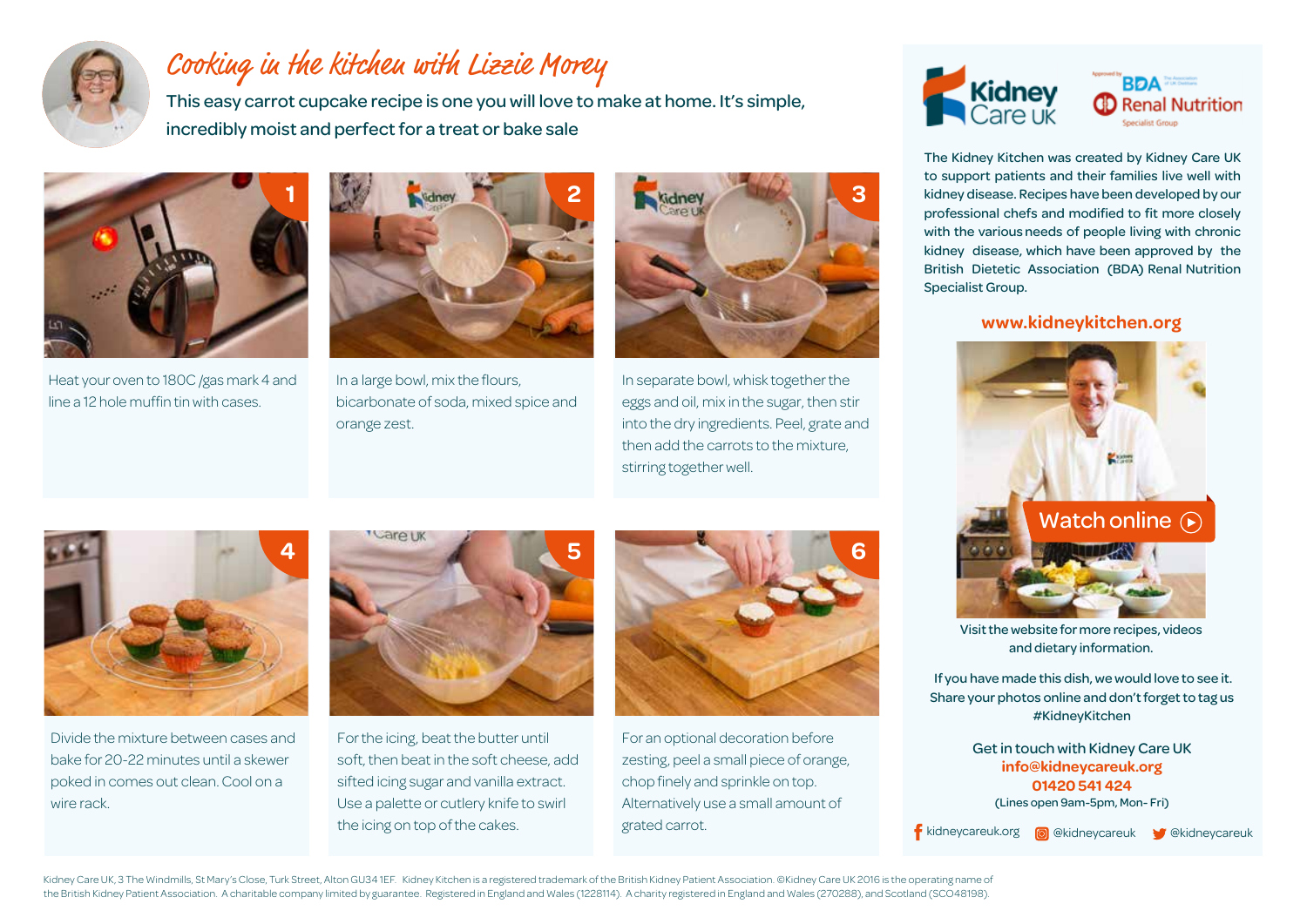# Cooking in the kitchen with Lizzie Morey

This easy carrot cupcake recipe is one you will love to make at home. It's simple, incredibly moist and perfect for a treat or bake sale

**1**

Heat your oven to 180C /gas mark 4 and line a 12 hole muffin tin with cases.

**2**

In a large bowl, mix the flours, bicarbonate of soda, mixed spice and orange zest.

**3**

In separate bowl, whisk together the eggs and oil, mix in the sugar, then stir into the dry ingredients. Peel, grate and then add the carrots to the mixture, stirring together well.

**4**

Divide the mixture between cases and bake for 20-22 minutes until a skewer poked in comes out clean. Cool on a wire rack.

**5**

For the icing, beat the butter until soft, then beat in the soft cheese, add sifted icing sugar and vanilla extract. Use a palette or cutlery knife to swirl the icing on top of the cakes.

**6**

For an optional decoration before zesting, peel a small piece of orange, chop finely and sprinkle on top. Alternatively use a small amount of grated carrot.

Kidney Care UK

Approved by BDA The Association of UK Dietitians — Renal Nutrition Specialist Group

The Kidney Kitchen was created by Kidney Care UK to support patients and their families live well with kidney disease. Recipes have been developed by our professional chefs and modified to fit more closely with the various needs of people living with chronic kidney disease, which have been approved by the British Dietetic Association (BDA) Renal Nutrition Specialist Group.

**www.kidneykitchen.org**

Watch online

Visit the website for more recipes, videos and dietary information.

If you have made this dish, we would love to see it. Share your photos online and don't forget to tag us #KidneyKitchen

Get in touch with Kidney Care UK
**info@kidneycareuk.org**
**01420 541 424**
(Lines open 9am-5pm, Mon- Fri)

kidneycareuk.org @kidneycareuk @kidneycareuk

Kidney Care UK, 3 The Windmills, St Mary's Close, Turk Street, Alton GU34 1EF. Kidney Kitchen is a registered trademark of the British Kidney Patient Association. ©Kidney Care UK 2016 is the operating name of the British Kidney Patient Association. A charitable company limited by guarantee. Registered in England and Wales (1228114). A charity registered in England and Wales (270288), and Scotland (SCO48198).